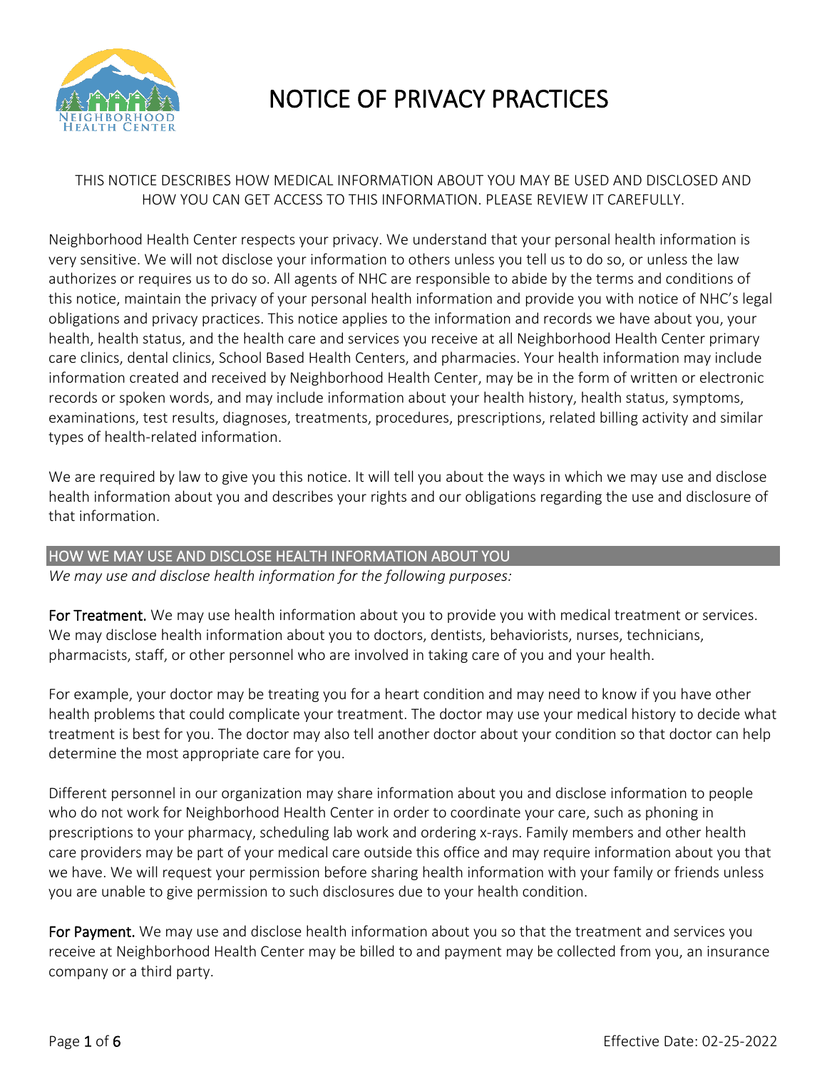# NOTICE OF PRIVACY PRACTICES

THIS NOTICE DESCRIBES HOW MEDICAL INFORMATION ABOUT YOU MAY BE USED AND DISCLOSED AND HOW YOU CAN GET ACCESS TO THIS INFORMATION. PLEASE REVIEW IT CAREFULLY.

Neighborhood Health Center respects your privacy. We understand that your personal health information is very sensitive. We will not disclose your information to others unless you tell us to do so, or unless the law authorizes or requires us to do so. All agents of NHC are responsible to abide by the terms and conditions of this notice, maintain the privacy of your personal health information and provide you with notice of NHC's legal obligations and privacy practices. This notice applies to the information and records we have about you, your health, health status, and the health care and services you receive at all Neighborhood Health Center primary care clinics, dental clinics, School Based Health Centers, and pharmacies. Your health information may include information created and received by Neighborhood Health Center, may be in the form of written or electronic records or spoken words, and may include information about your health history, health status, symptoms, examinations, test results, diagnoses, treatments, procedures, prescriptions, related billing activity and similar types of health-related information.

We are required by law to give you this notice. It will tell you about the ways in which we may use and disclose health information about you and describes your rights and our obligations regarding the use and disclosure of that information.

## HOW WE MAY USE AND DISCLOSE HEALTH INFORMATION ABOUT YOU

*We may use and disclose health information for the following purposes:*

**For Treatment.** We may use health information about you to provide you with medical treatment or services. We may disclose health information about you to doctors, dentists, behaviorists, nurses, technicians, pharmacists, staff, or other personnel who are involved in taking care of you and your health.

For example, your doctor may be treating you for a heart condition and may need to know if you have other health problems that could complicate your treatment. The doctor may use your medical history to decide what treatment is best for you. The doctor may also tell another doctor about your condition so that doctor can help determine the most appropriate care for you.

Different personnel in our organization may share information about you and disclose information to people who do not work for Neighborhood Health Center in order to coordinate your care, such as phoning in prescriptions to your pharmacy, scheduling lab work and ordering x-rays. Family members and other health care providers may be part of your medical care outside this office and may require information about you that we have. We will request your permission before sharing health information with your family or friends unless you are unable to give permission to such disclosures due to your health condition.

**For Payment.** We may use and disclose health information about you so that the treatment and services you receive at Neighborhood Health Center may be billed to and payment may be collected from you, an insurance company or a third party.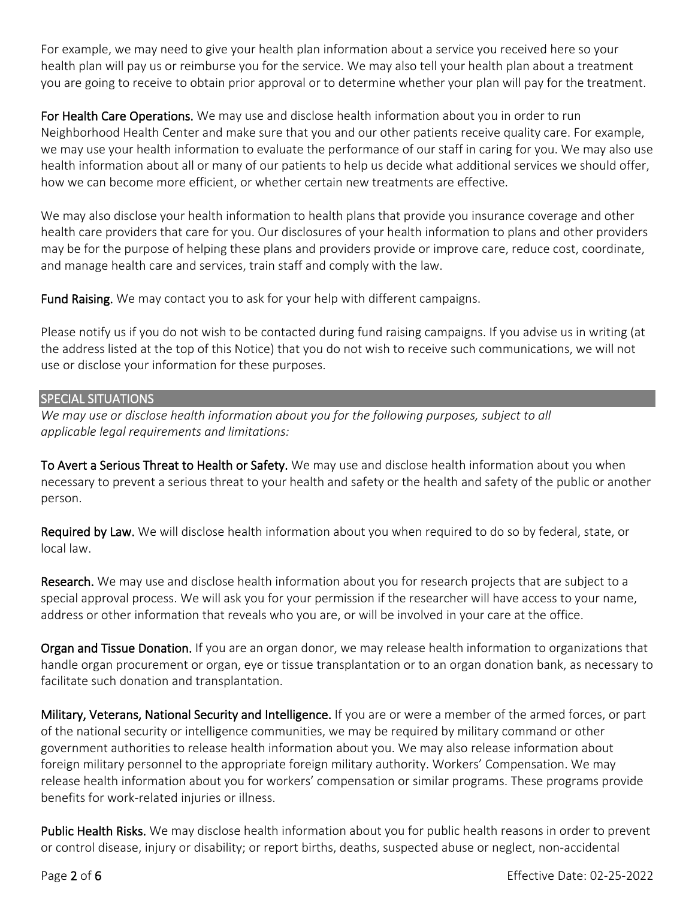For example, we may need to give your health plan information about a service you received here so your health plan will pay us or reimburse you for the service. We may also tell your health plan about a treatment you are going to receive to obtain prior approval or to determine whether your plan will pay for the treatment.

**For Health Care Operations.** We may use and disclose health information about you in order to run Neighborhood Health Center and make sure that you and our other patients receive quality care. For example, we may use your health information to evaluate the performance of our staff in caring for you. We may also use health information about all or many of our patients to help us decide what additional services we should offer, how we can become more efficient, or whether certain new treatments are effective.

We may also disclose your health information to health plans that provide you insurance coverage and other health care providers that care for you. Our disclosures of your health information to plans and other providers may be for the purpose of helping these plans and providers provide or improve care, reduce cost, coordinate, and manage health care and services, train staff and comply with the law.

**Fund Raising.** We may contact you to ask for your help with different campaigns.

Please notify us if you do not wish to be contacted during fund raising campaigns. If you advise us in writing (at the address listed at the top of this Notice) that you do not wish to receive such communications, we will not use or disclose your information for these purposes.

## SPECIAL SITUATIONS

*We may use or disclose health information about you for the following purposes, subject to all applicable legal requirements and limitations:*

**To Avert a Serious Threat to Health or Safety.** We may use and disclose health information about you when necessary to prevent a serious threat to your health and safety or the health and safety of the public or another person.

**Required by Law.** We will disclose health information about you when required to do so by federal, state, or local law.

**Research.** We may use and disclose health information about you for research projects that are subject to a special approval process. We will ask you for your permission if the researcher will have access to your name, address or other information that reveals who you are, or will be involved in your care at the office.

**Organ and Tissue Donation.** If you are an organ donor, we may release health information to organizations that handle organ procurement or organ, eye or tissue transplantation or to an organ donation bank, as necessary to facilitate such donation and transplantation.

**Military, Veterans, National Security and Intelligence.** If you are or were a member of the armed forces, or part of the national security or intelligence communities, we may be required by military command or other government authorities to release health information about you. We may also release information about foreign military personnel to the appropriate foreign military authority. Workers' Compensation. We may release health information about you for workers' compensation or similar programs. These programs provide benefits for work-related injuries or illness.

**Public Health Risks.** We may disclose health information about you for public health reasons in order to prevent or control disease, injury or disability; or report births, deaths, suspected abuse or neglect, non-accidental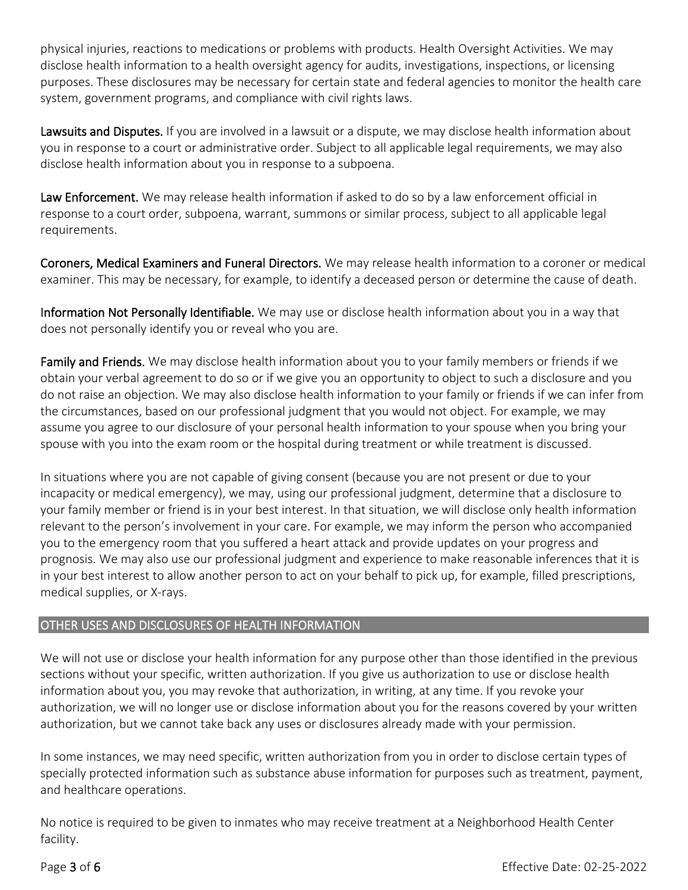physical injuries, reactions to medications or problems with products. Health Oversight Activities. We may disclose health information to a health oversight agency for audits, investigations, inspections, or licensing purposes. These disclosures may be necessary for certain state and federal agencies to monitor the health care system, government programs, and compliance with civil rights laws.

**Lawsuits and Disputes.** If you are involved in a lawsuit or a dispute, we may disclose health information about you in response to a court or administrative order. Subject to all applicable legal requirements, we may also disclose health information about you in response to a subpoena.

**Law Enforcement.** We may release health information if asked to do so by a law enforcement official in response to a court order, subpoena, warrant, summons or similar process, subject to all applicable legal requirements.

**Coroners, Medical Examiners and Funeral Directors.** We may release health information to a coroner or medical examiner. This may be necessary, for example, to identify a deceased person or determine the cause of death.

**Information Not Personally Identifiable.** We may use or disclose health information about you in a way that does not personally identify you or reveal who you are.

**Family and Friends.** We may disclose health information about you to your family members or friends if we obtain your verbal agreement to do so or if we give you an opportunity to object to such a disclosure and you do not raise an objection. We may also disclose health information to your family or friends if we can infer from the circumstances, based on our professional judgment that you would not object. For example, we may assume you agree to our disclosure of your personal health information to your spouse when you bring your spouse with you into the exam room or the hospital during treatment or while treatment is discussed.

In situations where you are not capable of giving consent (because you are not present or due to your incapacity or medical emergency), we may, using our professional judgment, determine that a disclosure to your family member or friend is in your best interest. In that situation, we will disclose only health information relevant to the person's involvement in your care. For example, we may inform the person who accompanied you to the emergency room that you suffered a heart attack and provide updates on your progress and prognosis. We may also use our professional judgment and experience to make reasonable inferences that it is in your best interest to allow another person to act on your behalf to pick up, for example, filled prescriptions, medical supplies, or X-rays.

## OTHER USES AND DISCLOSURES OF HEALTH INFORMATION

We will not use or disclose your health information for any purpose other than those identified in the previous sections without your specific, written authorization. If you give us authorization to use or disclose health information about you, you may revoke that authorization, in writing, at any time. If you revoke your authorization, we will no longer use or disclose information about you for the reasons covered by your written authorization, but we cannot take back any uses or disclosures already made with your permission.

In some instances, we may need specific, written authorization from you in order to disclose certain types of specially protected information such as substance abuse information for purposes such as treatment, payment, and healthcare operations.

No notice is required to be given to inmates who may receive treatment at a Neighborhood Health Center facility.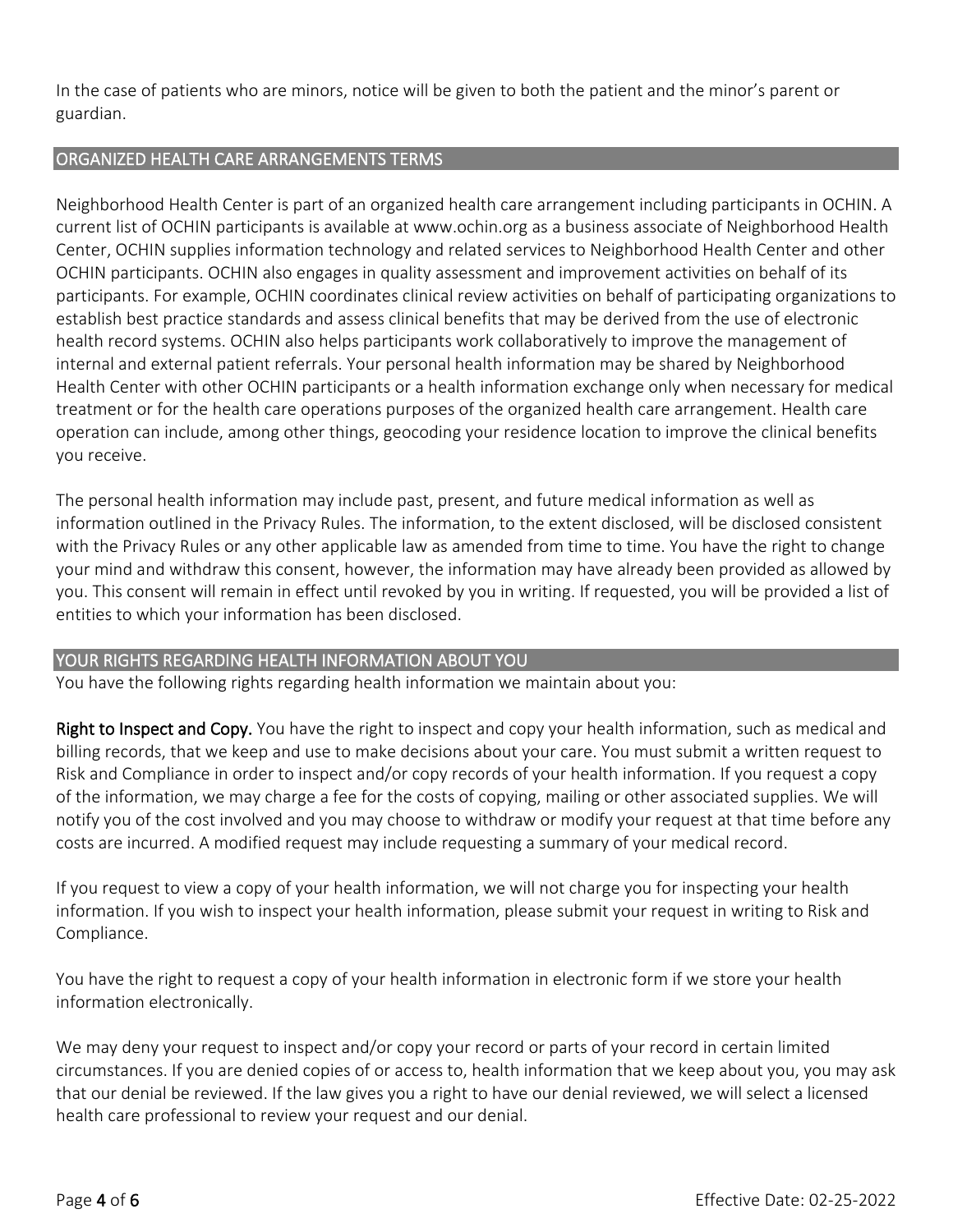In the case of patients who are minors, notice will be given to both the patient and the minor's parent or guardian.

## ORGANIZED HEALTH CARE ARRANGEMENTS TERMS

Neighborhood Health Center is part of an organized health care arrangement including participants in OCHIN. A current list of OCHIN participants is available at www.ochin.org as a business associate of Neighborhood Health Center, OCHIN supplies information technology and related services to Neighborhood Health Center and other OCHIN participants. OCHIN also engages in quality assessment and improvement activities on behalf of its participants. For example, OCHIN coordinates clinical review activities on behalf of participating organizations to establish best practice standards and assess clinical benefits that may be derived from the use of electronic health record systems. OCHIN also helps participants work collaboratively to improve the management of internal and external patient referrals. Your personal health information may be shared by Neighborhood Health Center with other OCHIN participants or a health information exchange only when necessary for medical treatment or for the health care operations purposes of the organized health care arrangement. Health care operation can include, among other things, geocoding your residence location to improve the clinical benefits you receive.

The personal health information may include past, present, and future medical information as well as information outlined in the Privacy Rules. The information, to the extent disclosed, will be disclosed consistent with the Privacy Rules or any other applicable law as amended from time to time. You have the right to change your mind and withdraw this consent, however, the information may have already been provided as allowed by you. This consent will remain in effect until revoked by you in writing. If requested, you will be provided a list of entities to which your information has been disclosed.

## YOUR RIGHTS REGARDING HEALTH INFORMATION ABOUT YOU

You have the following rights regarding health information we maintain about you:

**Right to Inspect and Copy.** You have the right to inspect and copy your health information, such as medical and billing records, that we keep and use to make decisions about your care. You must submit a written request to Risk and Compliance in order to inspect and/or copy records of your health information. If you request a copy of the information, we may charge a fee for the costs of copying, mailing or other associated supplies. We will notify you of the cost involved and you may choose to withdraw or modify your request at that time before any costs are incurred. A modified request may include requesting a summary of your medical record.

If you request to view a copy of your health information, we will not charge you for inspecting your health information. If you wish to inspect your health information, please submit your request in writing to Risk and Compliance.

You have the right to request a copy of your health information in electronic form if we store your health information electronically.

We may deny your request to inspect and/or copy your record or parts of your record in certain limited circumstances. If you are denied copies of or access to, health information that we keep about you, you may ask that our denial be reviewed. If the law gives you a right to have our denial reviewed, we will select a licensed health care professional to review your request and our denial.

Effective Date: 02-25-2022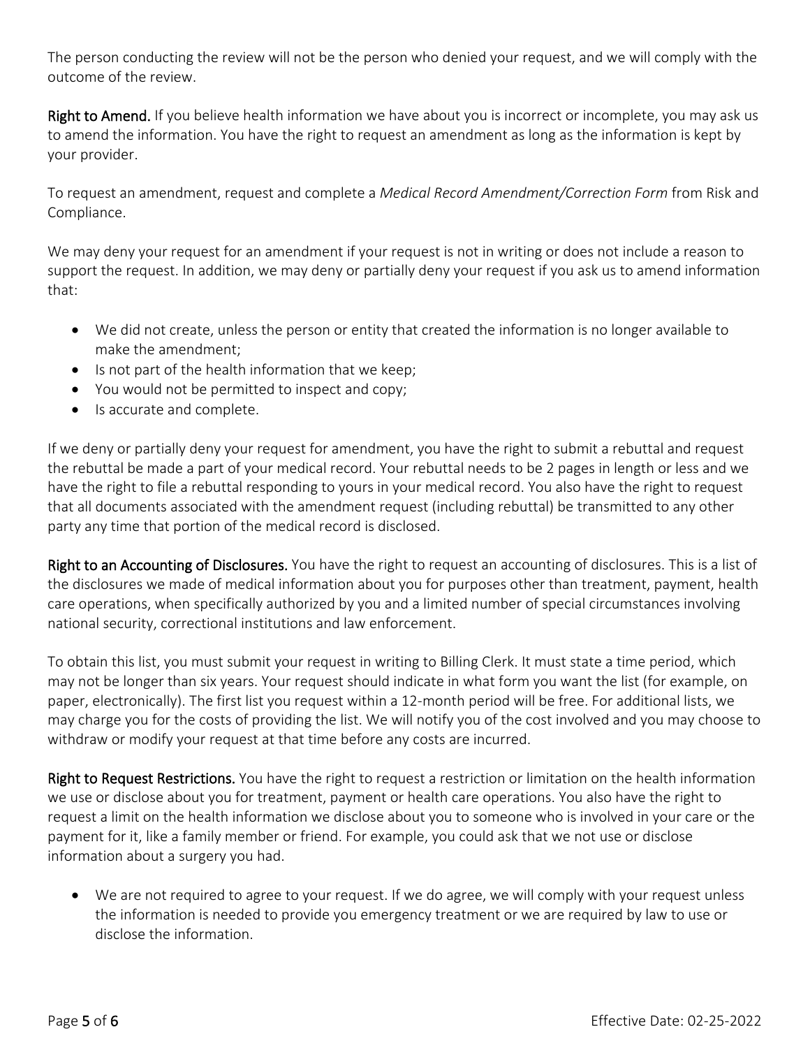The person conducting the review will not be the person who denied your request, and we will comply with the outcome of the review.

**Right to Amend.** If you believe health information we have about you is incorrect or incomplete, you may ask us to amend the information. You have the right to request an amendment as long as the information is kept by your provider.

To request an amendment, request and complete a *Medical Record Amendment/Correction Form* from Risk and Compliance.

We may deny your request for an amendment if your request is not in writing or does not include a reason to support the request. In addition, we may deny or partially deny your request if you ask us to amend information that:

- We did not create, unless the person or entity that created the information is no longer available to make the amendment;
- Is not part of the health information that we keep;
- You would not be permitted to inspect and copy;
- Is accurate and complete.

If we deny or partially deny your request for amendment, you have the right to submit a rebuttal and request the rebuttal be made a part of your medical record. Your rebuttal needs to be 2 pages in length or less and we have the right to file a rebuttal responding to yours in your medical record. You also have the right to request that all documents associated with the amendment request (including rebuttal) be transmitted to any other party any time that portion of the medical record is disclosed.

**Right to an Accounting of Disclosures.** You have the right to request an accounting of disclosures. This is a list of the disclosures we made of medical information about you for purposes other than treatment, payment, health care operations, when specifically authorized by you and a limited number of special circumstances involving national security, correctional institutions and law enforcement.

To obtain this list, you must submit your request in writing to Billing Clerk. It must state a time period, which may not be longer than six years. Your request should indicate in what form you want the list (for example, on paper, electronically). The first list you request within a 12-month period will be free. For additional lists, we may charge you for the costs of providing the list. We will notify you of the cost involved and you may choose to withdraw or modify your request at that time before any costs are incurred.

**Right to Request Restrictions.** You have the right to request a restriction or limitation on the health information we use or disclose about you for treatment, payment or health care operations. You also have the right to request a limit on the health information we disclose about you to someone who is involved in your care or the payment for it, like a family member or friend. For example, you could ask that we not use or disclose information about a surgery you had.

- We are not required to agree to your request. If we do agree, we will comply with your request unless the information is needed to provide you emergency treatment or we are required by law to use or disclose the information.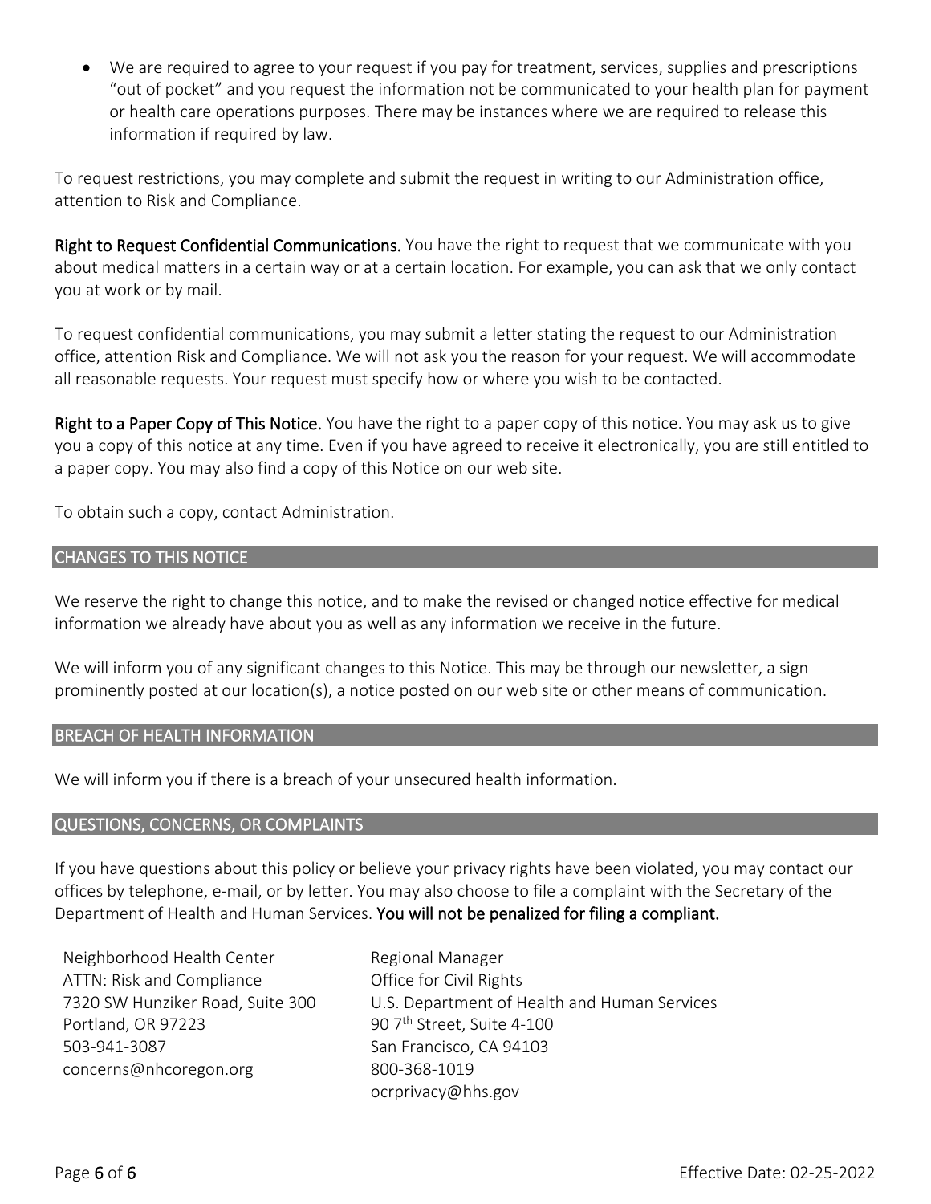- We are required to agree to your request if you pay for treatment, services, supplies and prescriptions "out of pocket" and you request the information not be communicated to your health plan for payment or health care operations purposes. There may be instances where we are required to release this information if required by law.

To request restrictions, you may complete and submit the request in writing to our Administration office, attention to Risk and Compliance.

**Right to Request Confidential Communications.** You have the right to request that we communicate with you about medical matters in a certain way or at a certain location. For example, you can ask that we only contact you at work or by mail.

To request confidential communications, you may submit a letter stating the request to our Administration office, attention Risk and Compliance. We will not ask you the reason for your request. We will accommodate all reasonable requests. Your request must specify how or where you wish to be contacted.

**Right to a Paper Copy of This Notice.** You have the right to a paper copy of this notice. You may ask us to give you a copy of this notice at any time. Even if you have agreed to receive it electronically, you are still entitled to a paper copy. You may also find a copy of this Notice on our web site.

To obtain such a copy, contact Administration.

## CHANGES TO THIS NOTICE

We reserve the right to change this notice, and to make the revised or changed notice effective for medical information we already have about you as well as any information we receive in the future.

We will inform you of any significant changes to this Notice. This may be through our newsletter, a sign prominently posted at our location(s), a notice posted on our web site or other means of communication.

## BREACH OF HEALTH INFORMATION

We will inform you if there is a breach of your unsecured health information.

## QUESTIONS, CONCERNS, OR COMPLAINTS

If you have questions about this policy or believe your privacy rights have been violated, you may contact our offices by telephone, e-mail, or by letter. You may also choose to file a complaint with the Secretary of the Department of Health and Human Services. **You will not be penalized for filing a compliant.**

Neighborhood Health Center
ATTN: Risk and Compliance
7320 SW Hunziker Road, Suite 300
Portland, OR 97223
503-941-3087
concerns@nhcoregon.org

Regional Manager
Office for Civil Rights
U.S. Department of Health and Human Services
90 7th Street, Suite 4-100
San Francisco, CA 94103
800-368-1019
ocrprivacy@hhs.gov

Effective Date: 02-25-2022